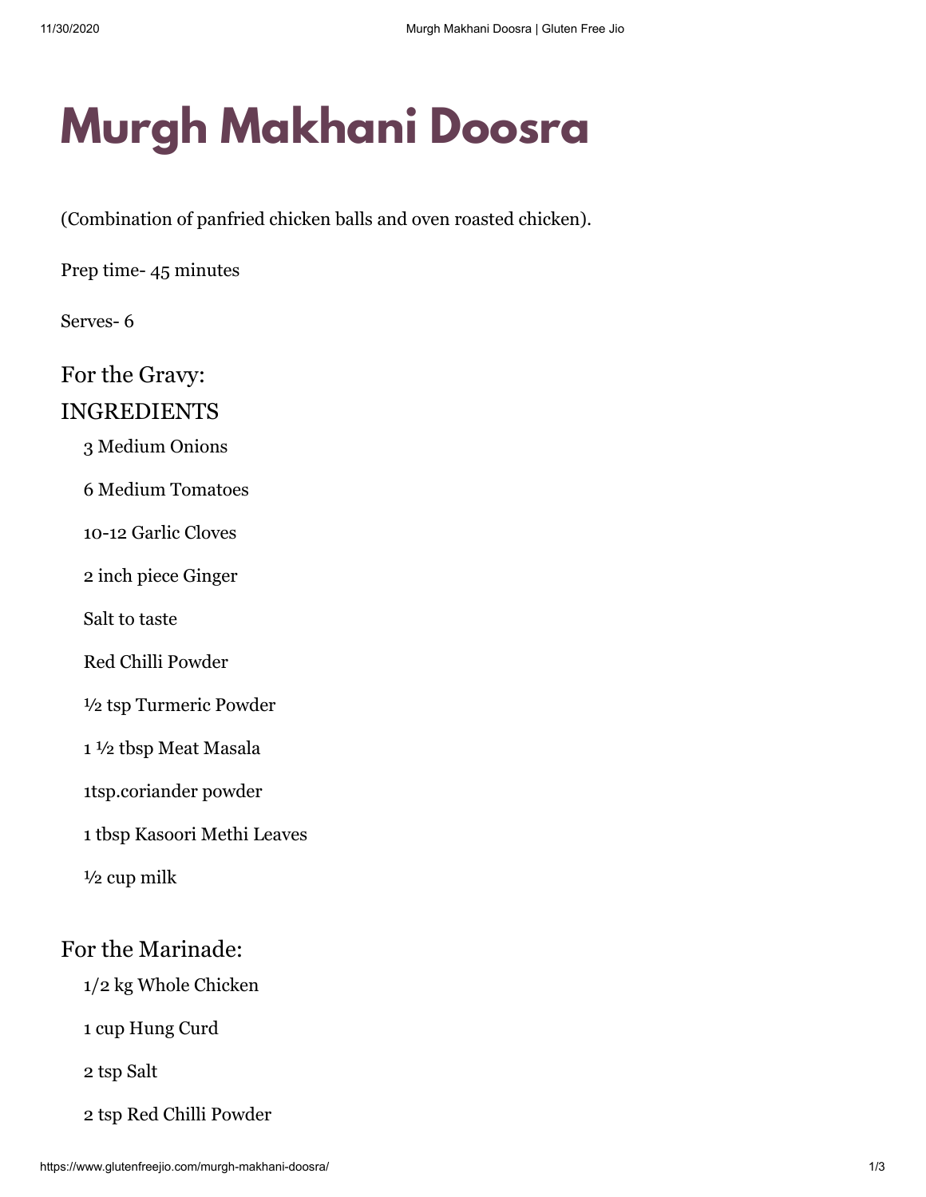# Murgh Makhani Doosra

(Combination of panfried chicken balls and oven roasted chicken).

Prep time- 45 minutes

Serves- 6

## For the Gravy:

## INGREDIENTS

- 3 Medium Onions
- 6 Medium Tomatoes
- 10-12 Garlic Cloves
- 2 inch piece Ginger
- Salt to taste
- Red Chilli Powder
- ½ tsp Turmeric Powder
- 1 ½ tbsp Meat Masala
- 1tsp.coriander powder
- 1 tbsp Kasoori Methi Leaves
- ½ cup milk

## For the Marinade:

- 1/2 kg Whole Chicken
- 1 cup Hung Curd
- 2 tsp Salt
- 2 tsp Red Chilli Powder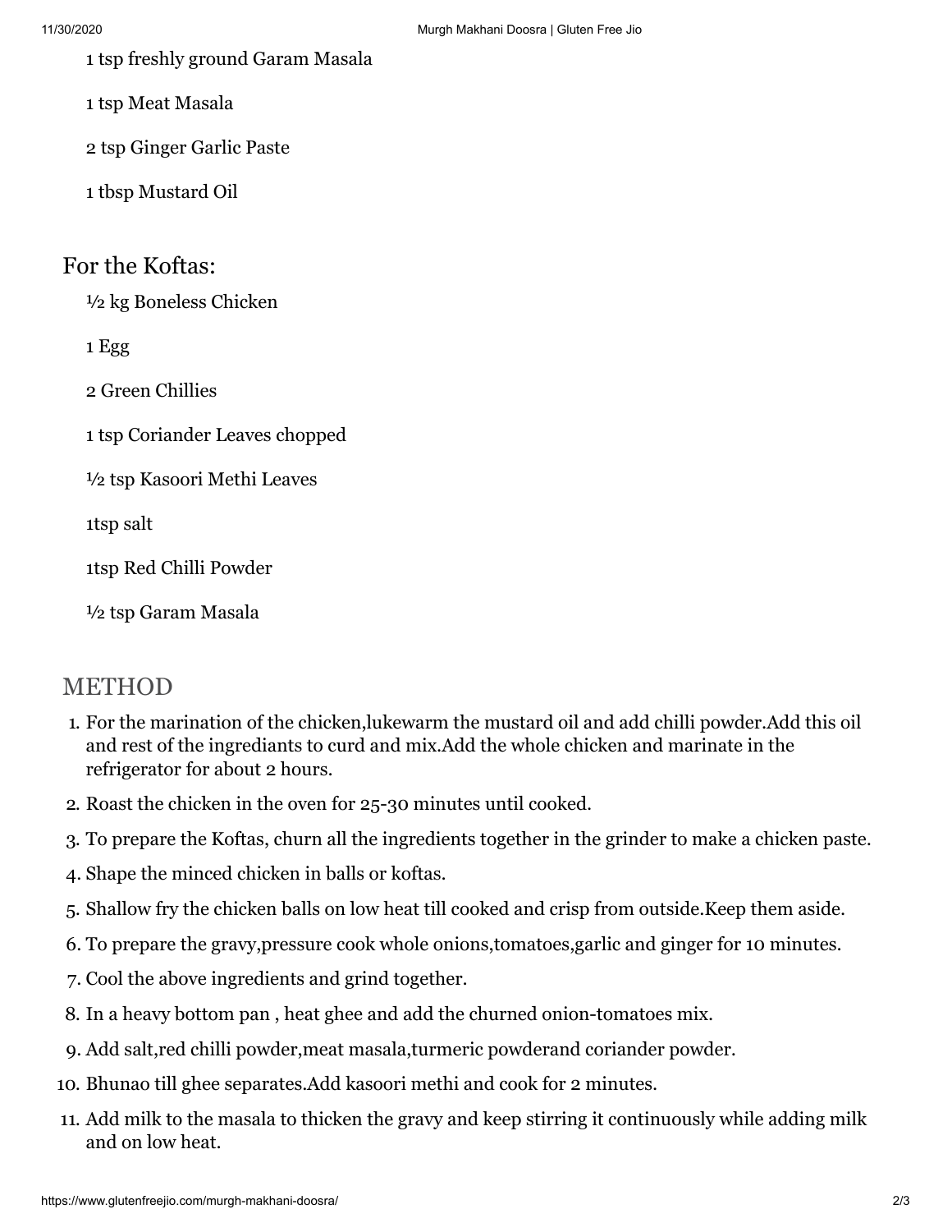1 tsp freshly ground Garam Masala

1 tsp Meat Masala

2 tsp Ginger Garlic Paste

1 tbsp Mustard Oil

## For the Koftas:

½ kg Boneless Chicken

1 Egg

2 Green Chillies

1 tsp Coriander Leaves chopped

½ tsp Kasoori Methi Leaves

1tsp salt

1tsp Red Chilli Powder

½ tsp Garam Masala

## METHOD

1. For the marination of the chicken,lukewarm the mustard oil and add chilli powder.Add this oil and rest of the ingrediants to curd and mix.Add the whole chicken and marinate in the refrigerator for about 2 hours.
2. Roast the chicken in the oven for 25-30 minutes until cooked.
3. To prepare the Koftas, churn all the ingredients together in the grinder to make a chicken paste.
4. Shape the minced chicken in balls or koftas.
5. Shallow fry the chicken balls on low heat till cooked and crisp from outside.Keep them aside.
6. To prepare the gravy,pressure cook whole onions,tomatoes,garlic and ginger for 10 minutes.
7. Cool the above ingredients and grind together.
8. In a heavy bottom pan , heat ghee and add the churned onion-tomatoes mix.
9. Add salt,red chilli powder,meat masala,turmeric powderand coriander powder.
10. Bhunao till ghee separates.Add kasoori methi and cook for 2 minutes.
11. Add milk to the masala to thicken the gravy and keep stirring it continuously while adding milk and on low heat.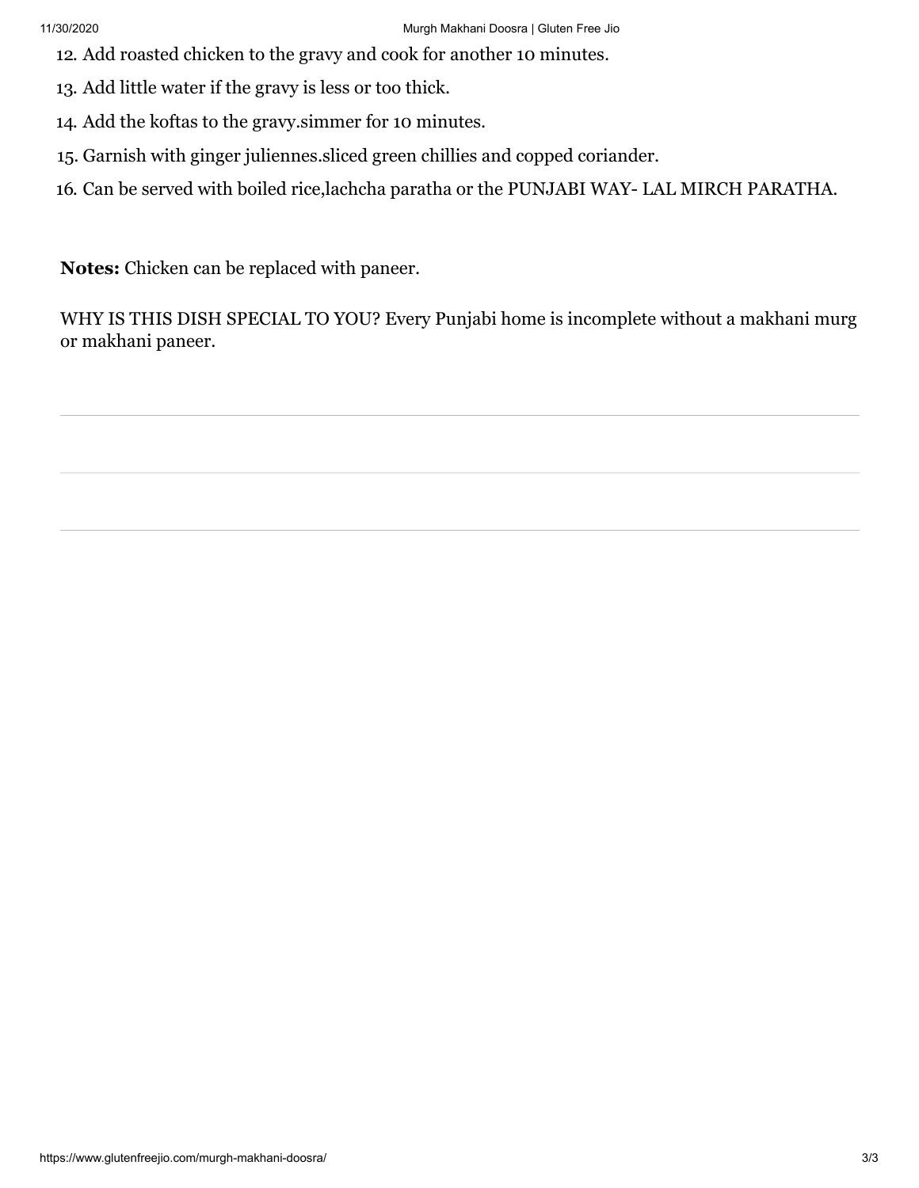12. Add roasted chicken to the gravy and cook for another 10 minutes.
13. Add little water if the gravy is less or too thick.
14. Add the koftas to the gravy.simmer for 10 minutes.
15. Garnish with ginger juliennes.sliced green chillies and copped coriander.
16. Can be served with boiled rice,lachcha paratha or the PUNJABI WAY- LAL MIRCH PARATHA.

**Notes:** Chicken can be replaced with paneer.

WHY IS THIS DISH SPECIAL TO YOU? Every Punjabi home is incomplete without a makhani murg or makhani paneer.